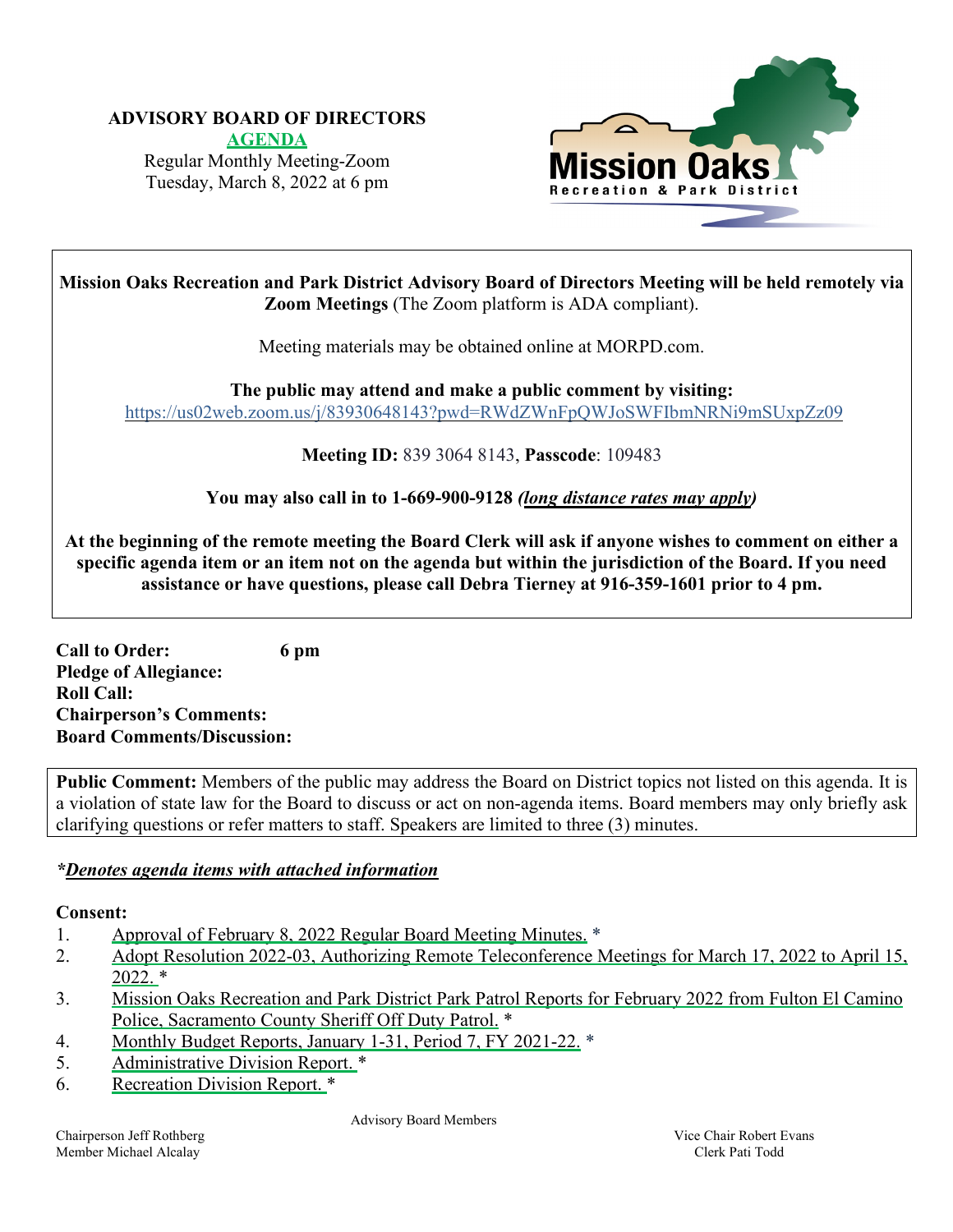**ADVISORY BOARD OF DIRECTORS**
**AGENDA**
Regular Monthly Meeting-Zoom
Tuesday, March 8, 2022 at 6 pm

Mission Oaks
Recreation & Park District

**Mission Oaks Recreation and Park District Advisory Board of Directors Meeting will be held remotely via Zoom Meetings** (The Zoom platform is ADA compliant).

Meeting materials may be obtained online at MORPD.com.

**The public may attend and make a public comment by visiting:**
https://us02web.zoom.us/j/83930648143?pwd=RWdZWnFpQWJoSWFIbmNRNi9mSUxpZz09

**Meeting ID:** 839 3064 8143, **Passcode**: 109483

**You may also call in to 1-669-900-9128** ***(long distance rates may apply)***

**At the beginning of the remote meeting the Board Clerk will ask if anyone wishes to comment on either a specific agenda item or an item not on the agenda but within the jurisdiction of the Board. If you need assistance or have questions, please call Debra Tierney at 916-359-1601 prior to 4 pm.**

**Call to Order:** 6 pm
**Pledge of Allegiance:**
**Roll Call:**
**Chairperson's Comments:**
**Board Comments/Discussion:**

**Public Comment:** Members of the public may address the Board on District topics not listed on this agenda. It is a violation of state law for the Board to discuss or act on non-agenda items. Board members may only briefly ask clarifying questions or refer matters to staff. Speakers are limited to three (3) minutes.

***Denotes agenda items with attached information***

**Consent:**

1. Approval of February 8, 2022 Regular Board Meeting Minutes. *
2. Adopt Resolution 2022-03, Authorizing Remote Teleconference Meetings for March 17, 2022 to April 15, 2022. *
3. Mission Oaks Recreation and Park District Park Patrol Reports for February 2022 from Fulton El Camino Police, Sacramento County Sheriff Off Duty Patrol. *
4. Monthly Budget Reports, January 1-31, Period 7, FY 2021-22. *
5. Administrative Division Report. *
6. Recreation Division Report. *

Advisory Board Members

Chairperson Jeff Rothberg
Member Michael Alcalay
Vice Chair Robert Evans
Clerk Pati Todd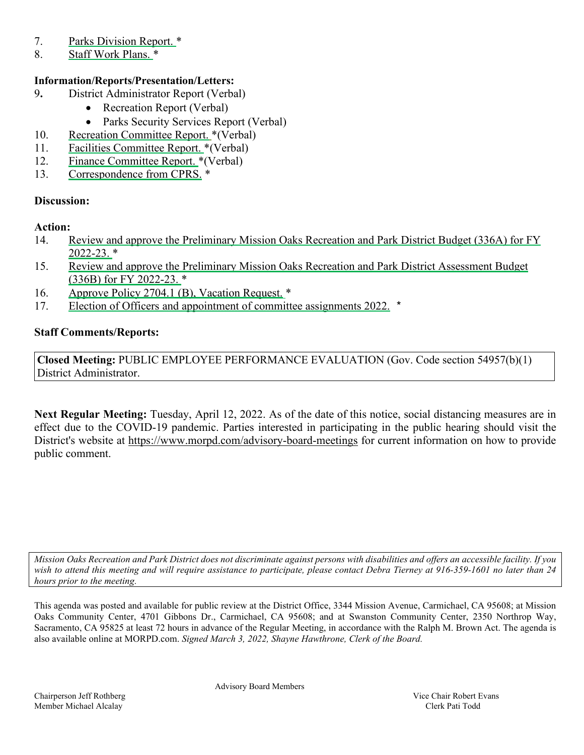7. Parks Division Report. *
8. Staff Work Plans. *

**Information/Reports/Presentation/Letters:**

9. District Administrator Report (Verbal)
   - Recreation Report (Verbal)
   - Parks Security Services Report (Verbal)
10. Recreation Committee Report. *(Verbal)
11. Facilities Committee Report. *(Verbal)
12. Finance Committee Report. *(Verbal)
13. Correspondence from CPRS. *

**Discussion:**

**Action:**

14. Review and approve the Preliminary Mission Oaks Recreation and Park District Budget (336A) for FY 2022-23. *
15. Review and approve the Preliminary Mission Oaks Recreation and Park District Assessment Budget (336B) for FY 2022-23. *
16. Approve Policy 2704.1 (B), Vacation Request. *
17. Election of Officers and appointment of committee assignments 2022. *

**Staff Comments/Reports:**

**Closed Meeting:** PUBLIC EMPLOYEE PERFORMANCE EVALUATION (Gov. Code section 54957(b)(1) District Administrator.

**Next Regular Meeting:** Tuesday, April 12, 2022. As of the date of this notice, social distancing measures are in effect due to the COVID-19 pandemic. Parties interested in participating in the public hearing should visit the District's website at https://www.morpd.com/advisory-board-meetings for current information on how to provide public comment.

*Mission Oaks Recreation and Park District does not discriminate against persons with disabilities and offers an accessible facility. If you wish to attend this meeting and will require assistance to participate, please contact Debra Tierney at 916-359-1601 no later than 24 hours prior to the meeting.*

This agenda was posted and available for public review at the District Office, 3344 Mission Avenue, Carmichael, CA 95608; at Mission Oaks Community Center, 4701 Gibbons Dr., Carmichael, CA 95608; and at Swanston Community Center, 2350 Northrop Way, Sacramento, CA 95825 at least 72 hours in advance of the Regular Meeting, in accordance with the Ralph M. Brown Act. The agenda is also available online at MORPD.com. *Signed March 3, 2022, Shayne Hawthrone, Clerk of the Board.*

Advisory Board Members

Chairperson Jeff Rothberg
Member Michael Alcalay

Vice Chair Robert Evans
Clerk Pati Todd